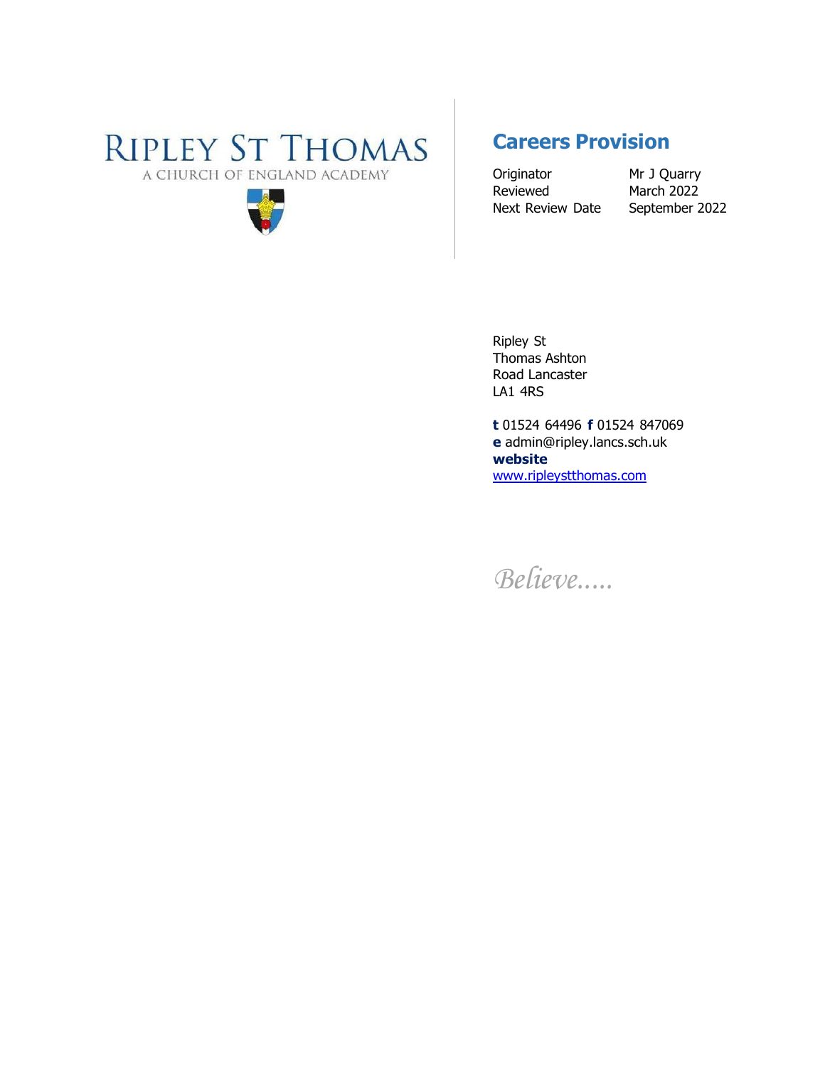# RIPLEY ST THOMAS

A CHURCH OF ENGLAND ACADEMY

## Careers Provision

| Originator | Mr J Quarry |
|---|---|
| Reviewed | March 2022 |
| Next Review Date | September 2022 |

Ripley St Thomas Ashton Road Lancaster LA1 4RS

**t** 01524 64496 **f** 01524 847069
**e** admin@ripley.lancs.sch.uk
**website** www.ripleystthomas.com

*Believe.....*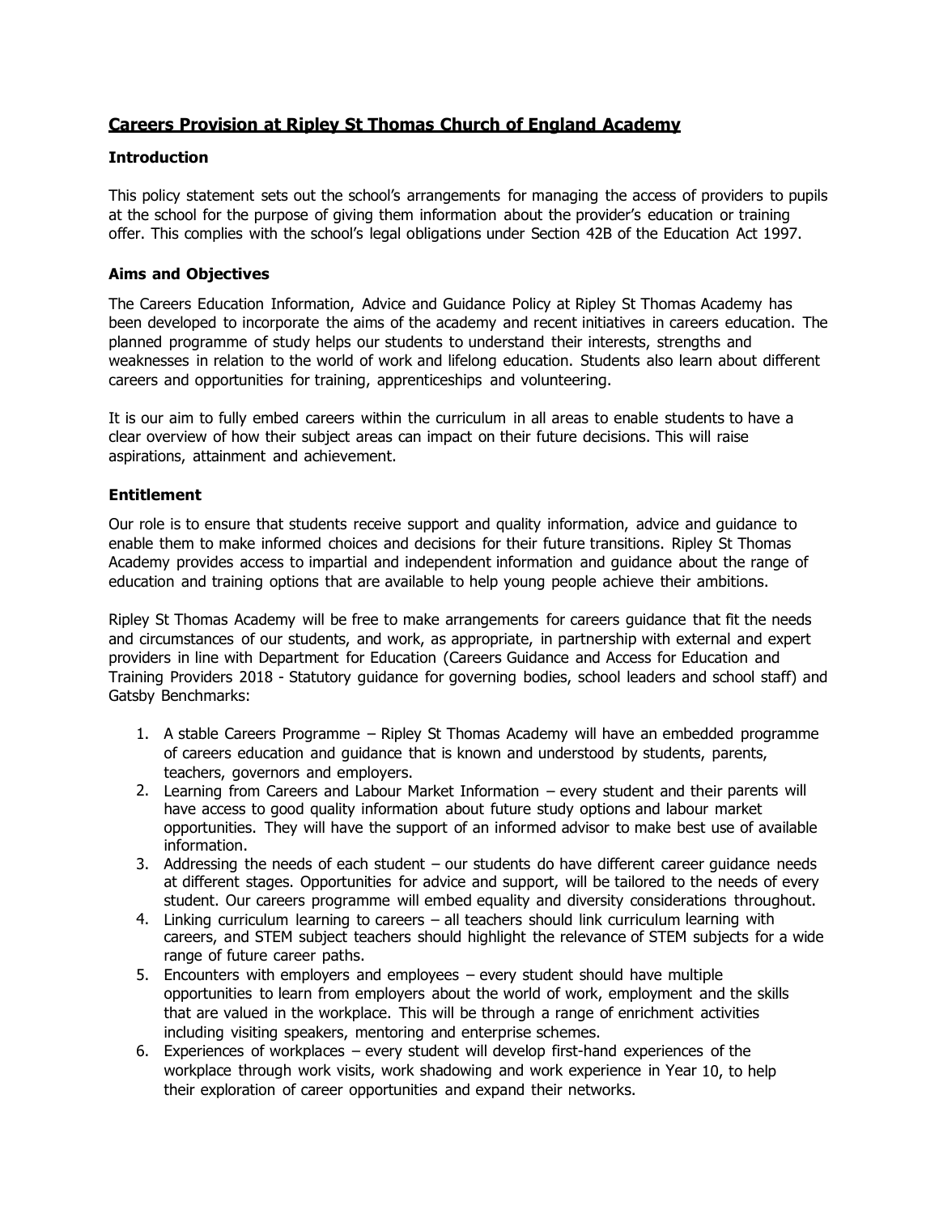# Careers Provision at Ripley St Thomas Church of England Academy

## Introduction

This policy statement sets out the school's arrangements for managing the access of providers to pupils at the school for the purpose of giving them information about the provider's education or training offer. This complies with the school's legal obligations under Section 42B of the Education Act 1997.

## Aims and Objectives

The Careers Education Information, Advice and Guidance Policy at Ripley St Thomas Academy has been developed to incorporate the aims of the academy and recent initiatives in careers education. The planned programme of study helps our students to understand their interests, strengths and weaknesses in relation to the world of work and lifelong education. Students also learn about different careers and opportunities for training, apprenticeships and volunteering.

It is our aim to fully embed careers within the curriculum in all areas to enable students to have a clear overview of how their subject areas can impact on their future decisions. This will raise aspirations, attainment and achievement.

## Entitlement

Our role is to ensure that students receive support and quality information, advice and guidance to enable them to make informed choices and decisions for their future transitions. Ripley St Thomas Academy provides access to impartial and independent information and guidance about the range of education and training options that are available to help young people achieve their ambitions.

Ripley St Thomas Academy will be free to make arrangements for careers guidance that fit the needs and circumstances of our students, and work, as appropriate, in partnership with external and expert providers in line with Department for Education (Careers Guidance and Access for Education and Training Providers 2018 - Statutory guidance for governing bodies, school leaders and school staff) and Gatsby Benchmarks:

1. A stable Careers Programme – Ripley St Thomas Academy will have an embedded programme of careers education and guidance that is known and understood by students, parents, teachers, governors and employers.
2. Learning from Careers and Labour Market Information – every student and their parents will have access to good quality information about future study options and labour market opportunities. They will have the support of an informed advisor to make best use of available information.
3. Addressing the needs of each student – our students do have different career guidance needs at different stages. Opportunities for advice and support, will be tailored to the needs of every student. Our careers programme will embed equality and diversity considerations throughout.
4. Linking curriculum learning to careers – all teachers should link curriculum learning with careers, and STEM subject teachers should highlight the relevance of STEM subjects for a wide range of future career paths.
5. Encounters with employers and employees – every student should have multiple opportunities to learn from employers about the world of work, employment and the skills that are valued in the workplace. This will be through a range of enrichment activities including visiting speakers, mentoring and enterprise schemes.
6. Experiences of workplaces – every student will develop first-hand experiences of the workplace through work visits, work shadowing and work experience in Year 10, to help their exploration of career opportunities and expand their networks.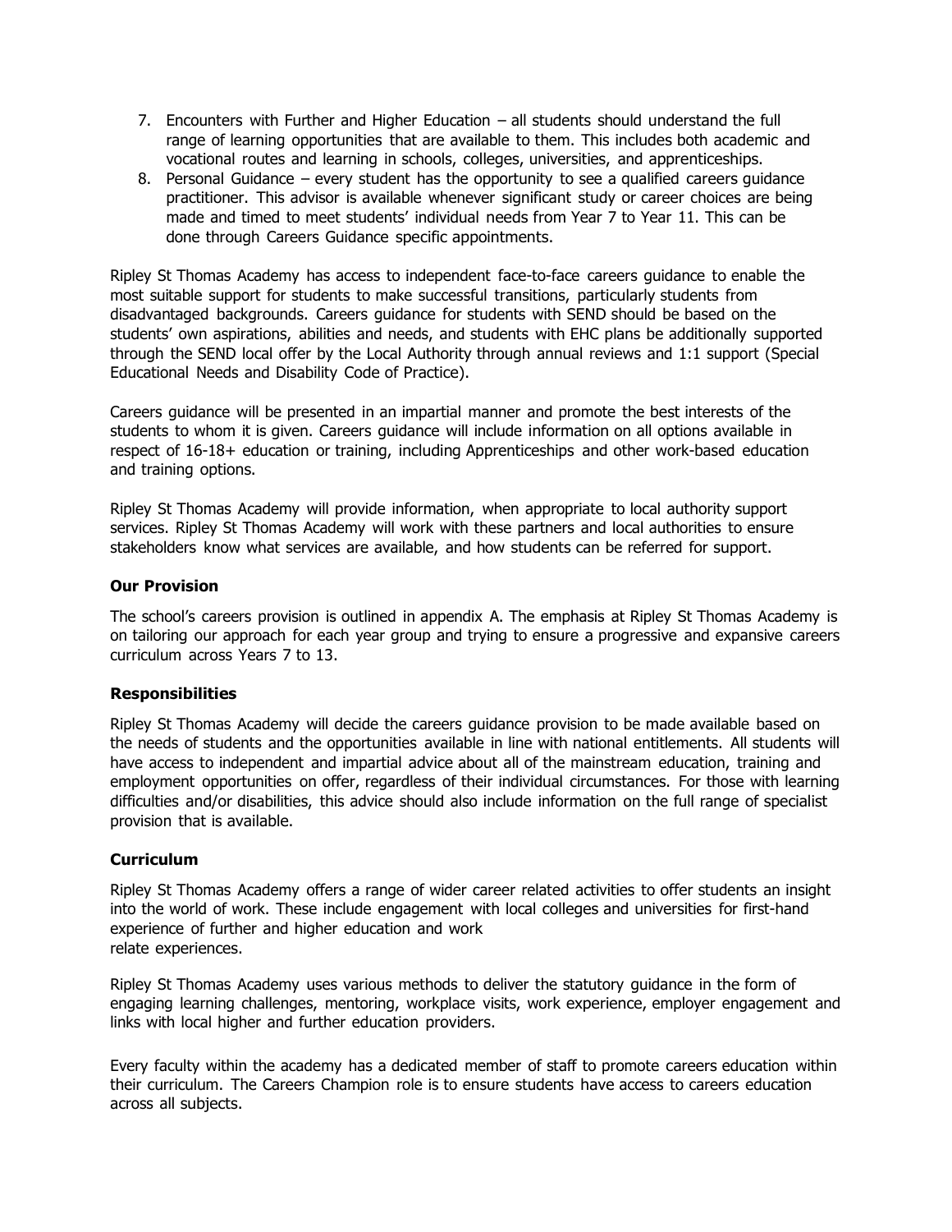7. Encounters with Further and Higher Education – all students should understand the full range of learning opportunities that are available to them. This includes both academic and vocational routes and learning in schools, colleges, universities, and apprenticeships.
8. Personal Guidance – every student has the opportunity to see a qualified careers guidance practitioner. This advisor is available whenever significant study or career choices are being made and timed to meet students' individual needs from Year 7 to Year 11. This can be done through Careers Guidance specific appointments.

Ripley St Thomas Academy has access to independent face-to-face careers guidance to enable the most suitable support for students to make successful transitions, particularly students from disadvantaged backgrounds. Careers guidance for students with SEND should be based on the students' own aspirations, abilities and needs, and students with EHC plans be additionally supported through the SEND local offer by the Local Authority through annual reviews and 1:1 support (Special Educational Needs and Disability Code of Practice).

Careers guidance will be presented in an impartial manner and promote the best interests of the students to whom it is given. Careers guidance will include information on all options available in respect of 16-18+ education or training, including Apprenticeships and other work-based education and training options.

Ripley St Thomas Academy will provide information, when appropriate to local authority support services. Ripley St Thomas Academy will work with these partners and local authorities to ensure stakeholders know what services are available, and how students can be referred for support.

**Our Provision**

The school's careers provision is outlined in appendix A. The emphasis at Ripley St Thomas Academy is on tailoring our approach for each year group and trying to ensure a progressive and expansive careers curriculum across Years 7 to 13.

**Responsibilities**

Ripley St Thomas Academy will decide the careers guidance provision to be made available based on the needs of students and the opportunities available in line with national entitlements. All students will have access to independent and impartial advice about all of the mainstream education, training and employment opportunities on offer, regardless of their individual circumstances. For those with learning difficulties and/or disabilities, this advice should also include information on the full range of specialist provision that is available.

**Curriculum**

Ripley St Thomas Academy offers a range of wider career related activities to offer students an insight into the world of work. These include engagement with local colleges and universities for first-hand experience of further and higher education and work relate experiences.

Ripley St Thomas Academy uses various methods to deliver the statutory guidance in the form of engaging learning challenges, mentoring, workplace visits, work experience, employer engagement and links with local higher and further education providers.

Every faculty within the academy has a dedicated member of staff to promote careers education within their curriculum. The Careers Champion role is to ensure students have access to careers education across all subjects.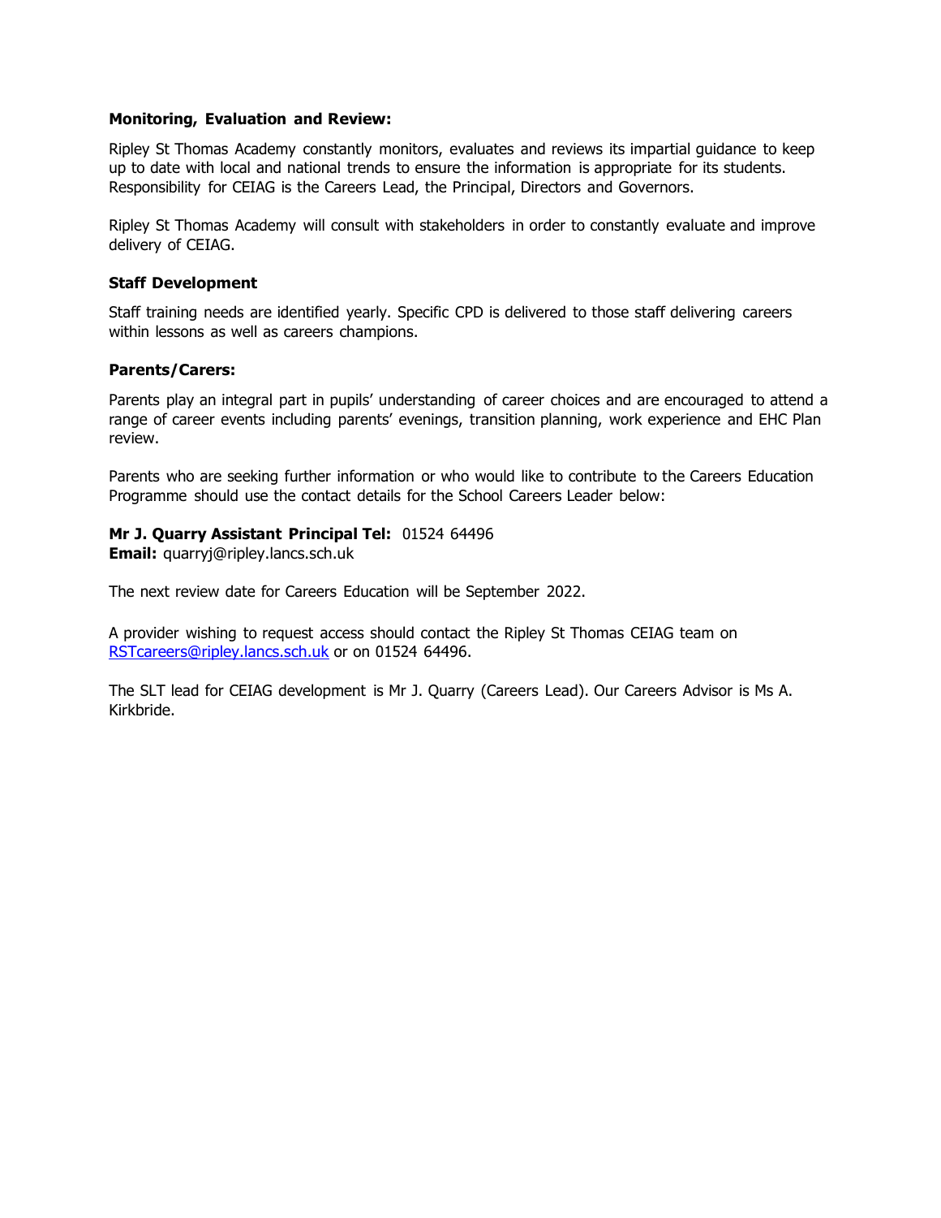### Monitoring, Evaluation and Review:

Ripley St Thomas Academy constantly monitors, evaluates and reviews its impartial guidance to keep up to date with local and national trends to ensure the information is appropriate for its students. Responsibility for CEIAG is the Careers Lead, the Principal, Directors and Governors.

Ripley St Thomas Academy will consult with stakeholders in order to constantly evaluate and improve delivery of CEIAG.

### Staff Development

Staff training needs are identified yearly. Specific CPD is delivered to those staff delivering careers within lessons as well as careers champions.

### Parents/Carers:

Parents play an integral part in pupils' understanding of career choices and are encouraged to attend a range of career events including parents' evenings, transition planning, work experience and EHC Plan review.

Parents who are seeking further information or who would like to contribute to the Careers Education Programme should use the contact details for the School Careers Leader below:

**Mr J. Quarry Assistant Principal Tel:** 01524 64496
**Email:** quarryj@ripley.lancs.sch.uk

The next review date for Careers Education will be September 2022.

A provider wishing to request access should contact the Ripley St Thomas CEIAG team on RSTcareers@ripley.lancs.sch.uk or on 01524 64496.

The SLT lead for CEIAG development is Mr J. Quarry (Careers Lead). Our Careers Advisor is Ms A. Kirkbride.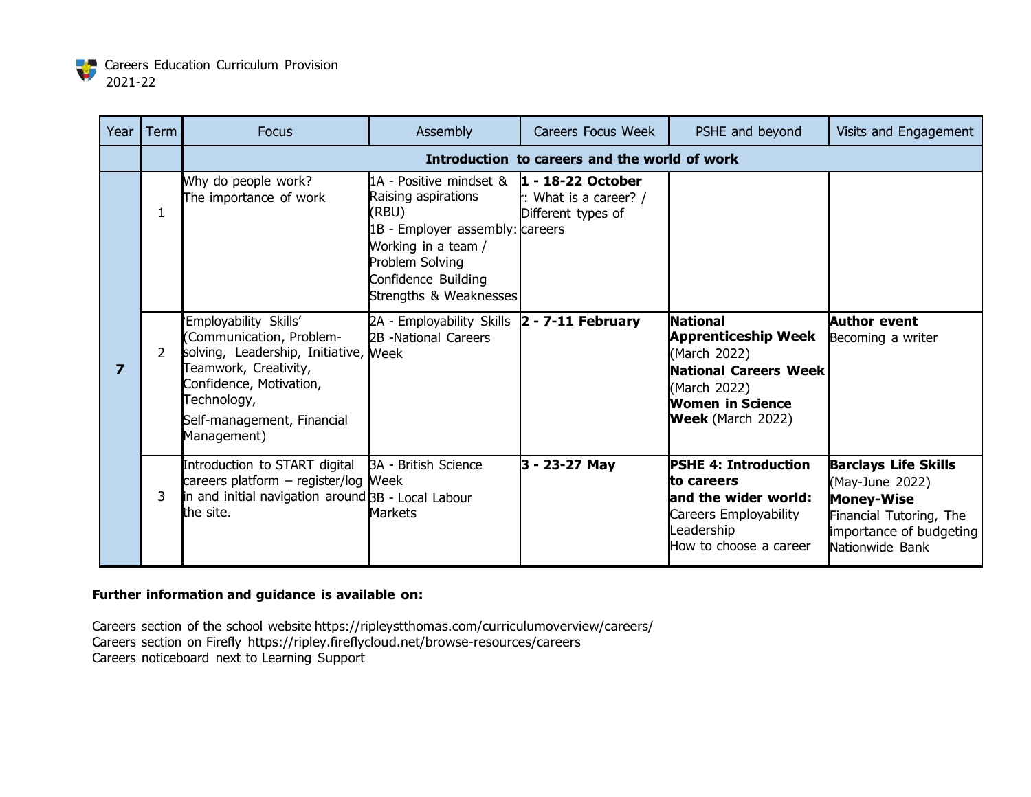Careers Education Curriculum Provision 2021-22

| Year | Term | Focus | Assembly | Careers Focus Week | PSHE and beyond | Visits and Engagement |
|---|---|---|---|---|---|---|
| | | **Introduction to careers and the world of work** | | | | |
| **7** | 1 | Why do people work? The importance of work | 1A - Positive mindset & Raising aspirations (RBU) 1B - Employer assembly: Working in a team / Problem Solving Confidence Building Strengths & Weaknesses | **1 - 18-22 October** : What is a career? / Different types of careers | | |
| | 2 | 'Employability Skills' (Communication, Problem-solving, Leadership, Initiative, Teamwork, Creativity, Confidence, Motivation, Technology, Self-management, Financial Management) | 2A - Employability Skills 2B -National Careers Week | **2 - 7-11 February** | **National Apprenticeship Week** (March 2022) **National Careers Week** (March 2022) **Women in Science Week** (March 2022) | **Author event** Becoming a writer |
| | 3 | Introduction to START digital careers platform – register/log in and initial navigation around the site. | 3A - British Science Week 3B - Local Labour Markets | **3 - 23-27 May** | **PSHE 4: Introduction to careers and the wider world:** Careers Employability Leadership How to choose a career | **Barclays Life Skills** (May-June 2022) **Money-Wise** Financial Tutoring, The importance of budgeting Nationwide Bank |

**Further information and guidance is available on:**

Careers section of the school website https://ripleystthomas.com/curriculumoverview/careers/
Careers section on Firefly https://ripley.fireflycloud.net/browse-resources/careers
Careers noticeboard next to Learning Support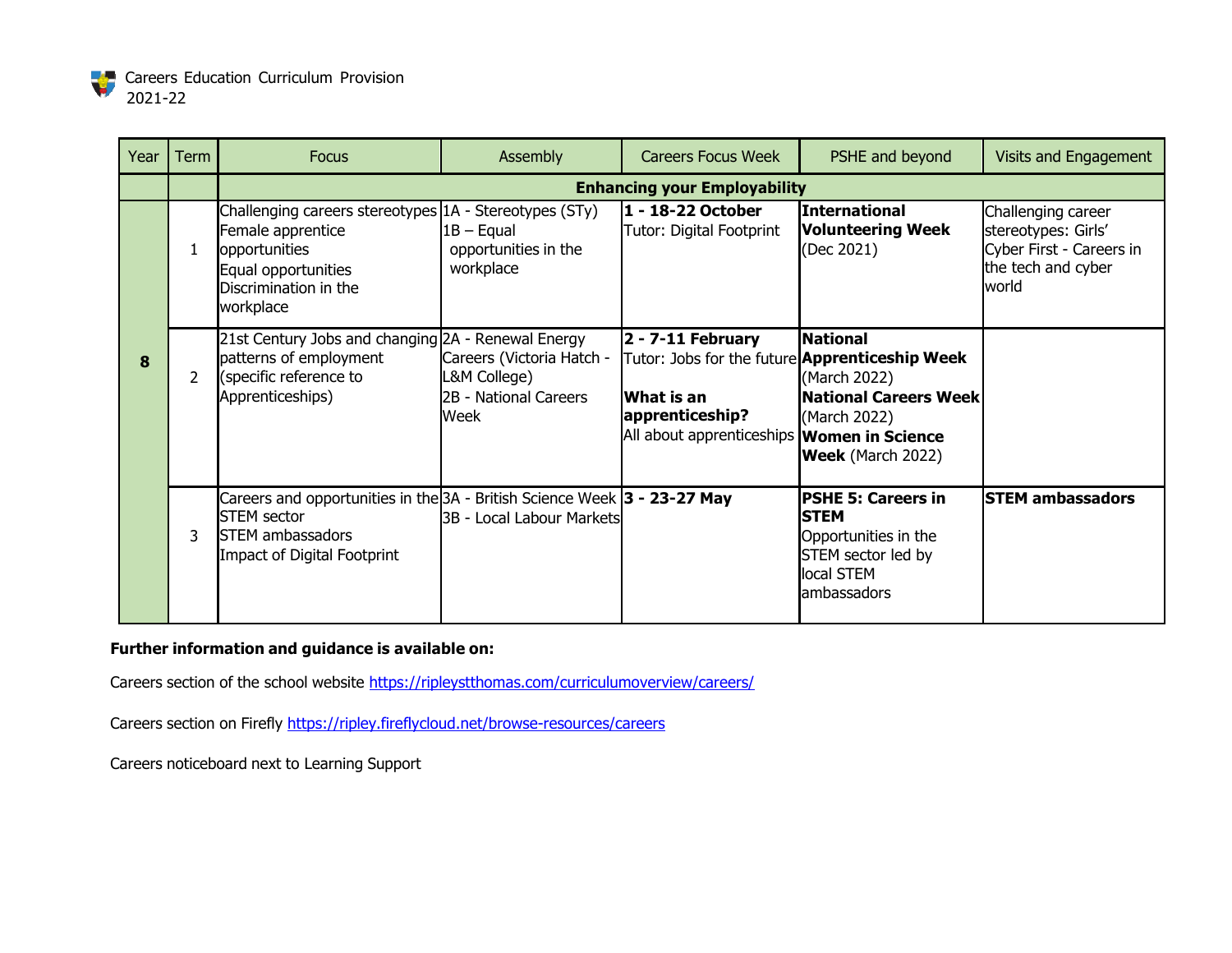Careers Education Curriculum Provision 2021-22

| Year | Term | Focus | Assembly | Careers Focus Week | PSHE and beyond | Visits and Engagement |
|---|---|---|---|---|---|---|
| | | **Enhancing your Employability** | | | | |
| 8 | 1 | Challenging careers stereotypes<br>Female apprentice opportunities<br>Equal opportunities<br>Discrimination in the workplace | 1A - Stereotypes (STy)<br>1B – Equal opportunities in the workplace | **1 - 18-22 October**<br>Tutor: Digital Footprint | **International Volunteering Week** (Dec 2021) | Challenging career stereotypes: Girls' Cyber First - Careers in the tech and cyber world |
| | 2 | 21st Century Jobs and changing patterns of employment (specific reference to Apprenticeships) | 2A - Renewal Energy Careers (Victoria Hatch - L&M College)<br>2B - National Careers Week | **2 - 7-11 February**<br>Tutor: Jobs for the future<br><br>**What is an apprenticeship?**<br>All about apprenticeships | **National Apprenticeship Week** (March 2022)<br>**National Careers Week** (March 2022)<br>**Women in Science Week** (March 2022) | |
| | 3 | Careers and opportunities in the STEM sector<br>STEM ambassadors<br>Impact of Digital Footprint | 3A - British Science Week<br>3B - Local Labour Markets | **3 - 23-27 May** | **PSHE 5: Careers in STEM**<br>Opportunities in the STEM sector led by local STEM ambassadors | **STEM ambassadors** |

**Further information and guidance is available on:**

Careers section of the school website https://ripleystthomas.com/curriculumoverview/careers/

Careers section on Firefly https://ripley.fireflycloud.net/browse-resources/careers

Careers noticeboard next to Learning Support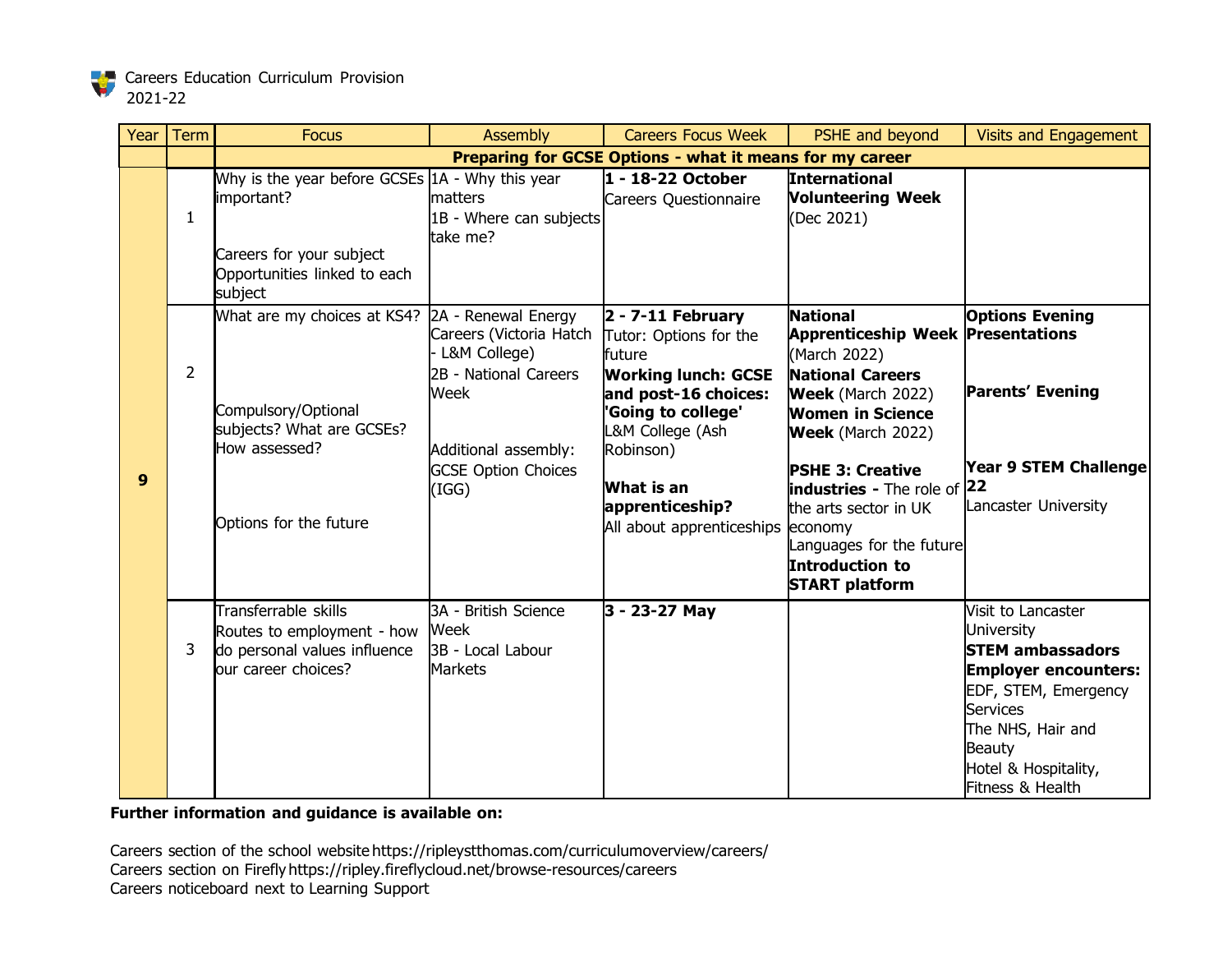Careers Education Curriculum Provision
2021-22

| Year | Term | Focus | Assembly | Careers Focus Week | PSHE and beyond | Visits and Engagement |
|---|---|---|---|---|---|---|
| | | **Preparing for GCSE Options - what it means for my career** | | | | |
| **9** | 1 | Why is the year before GCSEs important?<br><br>Careers for your subject<br>Opportunities linked to each subject | 1A - Why this year matters<br>1B - Where can subjects take me? | **1 - 18-22 October**<br>Careers Questionnaire | **International Volunteering Week** (Dec 2021) | |
| | 2 | What are my choices at KS4?<br><br>Compulsory/Optional subjects? What are GCSEs? How assessed?<br><br>Options for the future | 2A - Renewal Energy Careers (Victoria Hatch - L&M College)<br>2B - National Careers Week<br><br>Additional assembly: GCSE Option Choices (IGG) | **2 - 7-11 February**<br>Tutor: Options for the future<br>**Working lunch: GCSE and post-16 choices: 'Going to college'**<br>L&M College (Ash Robinson)<br><br>**What is an apprenticeship?**<br>All about apprenticeships | **National Apprenticeship Week** (March 2022)<br>**National Careers Week** (March 2022)<br>**Women in Science Week** (March 2022)<br><br>**PSHE 3: Creative industries -** The role of the arts sector in UK economy<br>Languages for the future<br>**Introduction to START platform** | **Options Evening Presentations**<br><br>**Parents' Evening**<br><br>**Year 9 STEM Challenge 22**<br>Lancaster University |
| | 3 | Transferrable skills<br>Routes to employment - how do personal values influence our career choices? | 3A - British Science Week<br>3B - Local Labour Markets | **3 - 23-27 May** | | Visit to Lancaster University<br>**STEM ambassadors**<br>**Employer encounters:**<br>EDF, STEM, Emergency Services<br>The NHS, Hair and Beauty<br>Hotel & Hospitality, Fitness & Health |

**Further information and guidance is available on:**

Careers section of the school website https://ripleystthomas.com/curriculumoverview/careers/
Careers section on Firefly https://ripley.fireflycloud.net/browse-resources/careers
Careers noticeboard next to Learning Support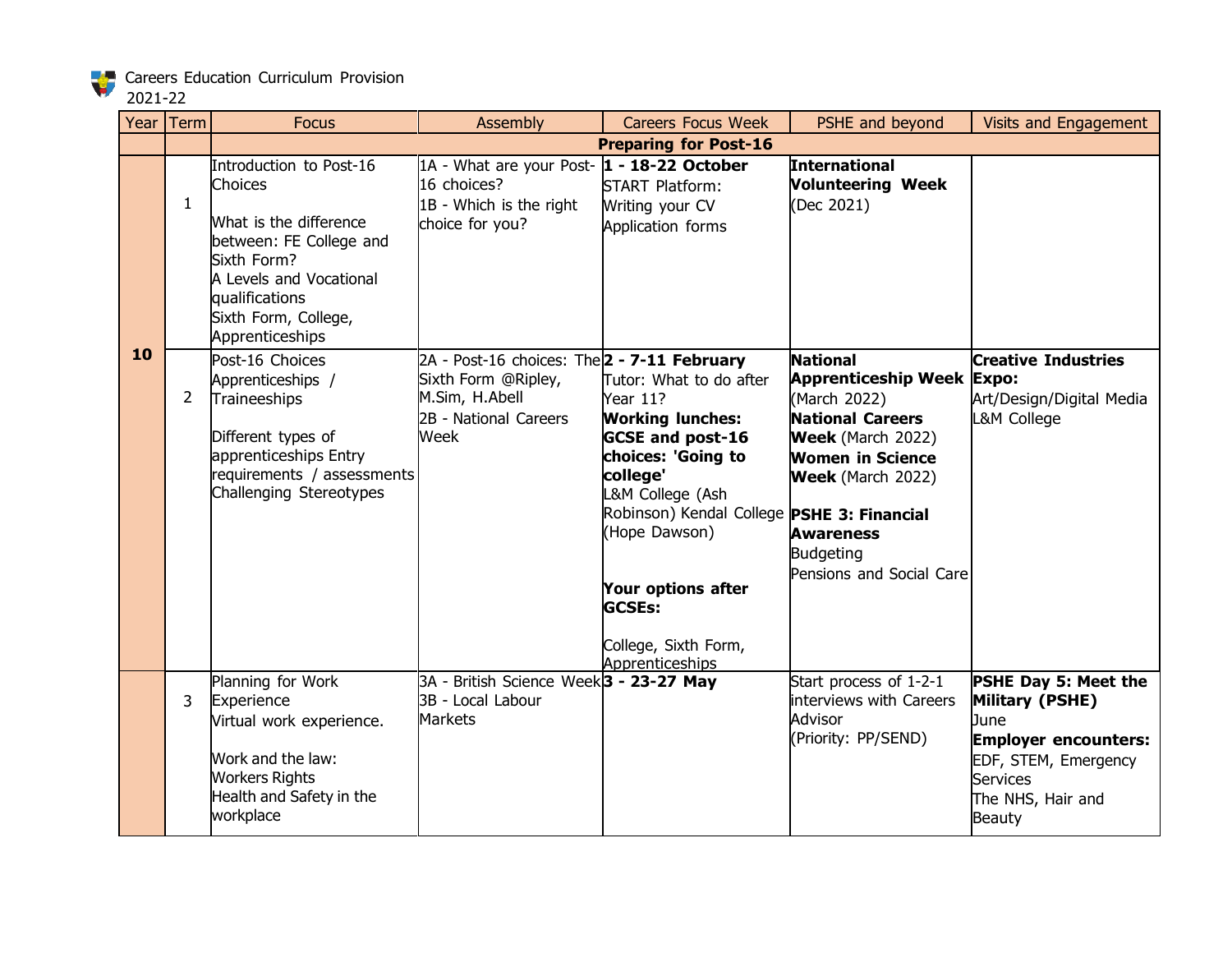Careers Education Curriculum Provision 2021-22

| Year | Term | Focus | Assembly | Careers Focus Week | PSHE and beyond | Visits and Engagement |
|---|---|---|---|---|---|---|
| | | | | **Preparing for Post-16** | | |
| 10 | 1 | Introduction to Post-16 Choices<br><br>What is the difference between: FE College and Sixth Form?<br>A Levels and Vocational qualifications<br>Sixth Form, College, Apprenticeships | 1A - What are your Post-16 choices?<br>1B - Which is the right choice for you? | **1 - 18-22 October**<br>START Platform:<br>Writing your CV<br>Application forms | **International Volunteering Week** (Dec 2021) | |
| | 2 | Post-16 Choices<br>Apprenticeships / Traineeships<br><br>Different types of apprenticeships Entry requirements / assessments<br>Challenging Stereotypes | 2A - Post-16 choices: The Sixth Form @Ripley, M.Sim, H.Abell<br>2B - National Careers Week | **2 - 7-11 February**<br>Tutor: What to do after Year 11?<br>**Working lunches: GCSE and post-16 choices: 'Going to college'**<br>L&M College (Ash Robinson) Kendal College (Hope Dawson)<br><br>**Your options after GCSEs:**<br><br>College, Sixth Form, Apprenticeships | **National Apprenticeship Week** (March 2022)<br>**National Careers Week** (March 2022)<br>**Women in Science Week** (March 2022)<br><br>**PSHE 3: Financial Awareness**<br>Budgeting<br>Pensions and Social Care | **Creative Industries Expo:**<br>Art/Design/Digital Media<br>L&M College |
| | 3 | Planning for Work Experience<br>Virtual work experience.<br><br>Work and the law:<br>Workers Rights<br>Health and Safety in the workplace | 3A - British Science Week<br>3B - Local Labour Markets | **3 - 23-27 May** | Start process of 1-2-1 interviews with Careers Advisor<br>(Priority: PP/SEND) | **PSHE Day 5: Meet the Military (PSHE)**<br>June<br>**Employer encounters:**<br>EDF, STEM, Emergency Services<br>The NHS, Hair and Beauty |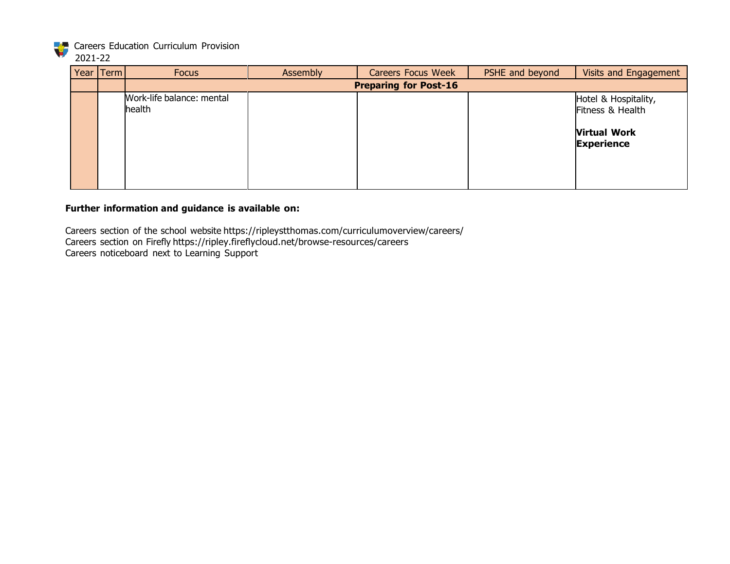Careers Education Curriculum Provision
2021-22

| Year | Term | Focus | Assembly | Careers Focus Week | PSHE and beyond | Visits and Engagement |
|---|---|---|---|---|---|---|
| | | **Preparing for Post-16** | | | | |
| | | Work-life balance: mental health | | | | Hotel & Hospitality, Fitness & Health<br><br>**Virtual Work Experience** |

**Further information and guidance is available on:**

Careers section of the school website https://ripleystthomas.com/curriculumoverview/careers/
Careers section on Firefly https://ripley.fireflycloud.net/browse-resources/careers
Careers noticeboard next to Learning Support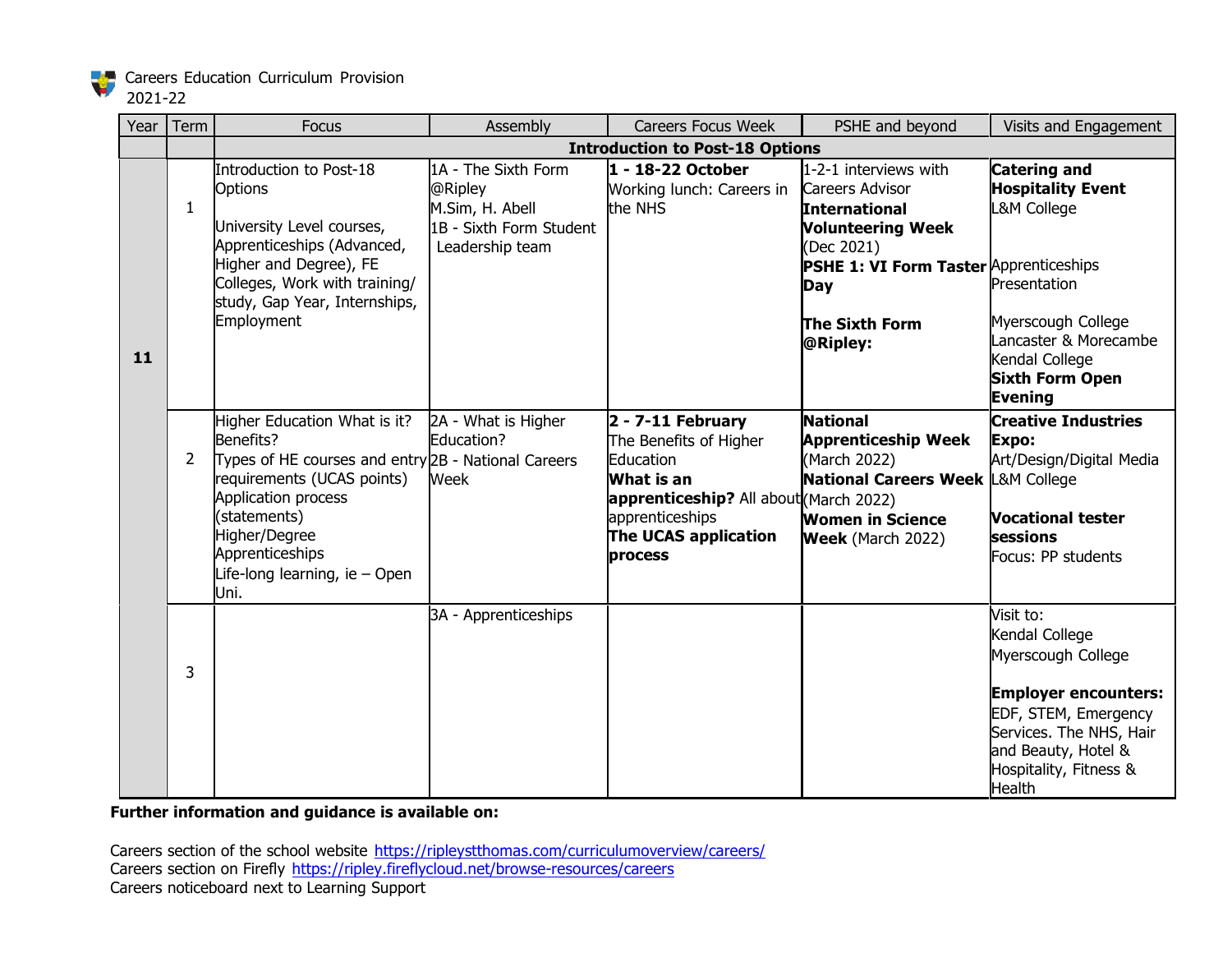Careers Education Curriculum Provision 2021-22

| Year | Term | Focus | Assembly | Careers Focus Week | PSHE and beyond | Visits and Engagement |
|---|---|---|---|---|---|---|
| | | **Introduction to Post-18 Options** | | | | |
| **11** | 1 | Introduction to Post-18 Options<br><br>University Level courses, Apprenticeships (Advanced, Higher and Degree), FE Colleges, Work with training/ study, Gap Year, Internships, Employment | 1A - The Sixth Form @Ripley M.Sim, H. Abell<br>1B - Sixth Form Student Leadership team | **1 - 18-22 October**<br>Working lunch: Careers in the NHS | 1-2-1 interviews with Careers Advisor<br>**International Volunteering Week** (Dec 2021)<br>**PSHE 1: VI Form Taster Day**<br><br>**The Sixth Form @Ripley:** | **Catering and Hospitality Event**<br>L&M College<br><br>Apprenticeships Presentation<br><br>Myerscough College<br>Lancaster & Morecambe<br>Kendal College<br>**Sixth Form Open Evening** |
| | 2 | Higher Education What is it? Benefits?<br>Types of HE courses and entry requirements (UCAS points)<br>Application process (statements)<br>Higher/Degree Apprenticeships<br>Life-long learning, ie – Open Uni. | 2A - What is Higher Education?<br>2B - National Careers Week | **2 - 7-11 February**<br>The Benefits of Higher Education<br>**What is an apprenticeship?** All about apprenticeships<br>**The UCAS application process** | **National Apprenticeship Week** (March 2022)<br>**National Careers Week** (March 2022)<br>**Women in Science Week** (March 2022) | **Creative Industries Expo:**<br>Art/Design/Digital Media<br>L&M College<br><br>**Vocational tester sessions**<br>Focus: PP students |
| | 3 | | 3A - Apprenticeships | | | Visit to:<br>Kendal College<br>Myerscough College<br><br>**Employer encounters:**<br>EDF, STEM, Emergency Services. The NHS, Hair and Beauty, Hotel & Hospitality, Fitness & Health |

**Further information and guidance is available on:**

Careers section of the school website https://ripleystthomas.com/curriculumoverview/careers/
Careers section on Firefly https://ripley.fireflycloud.net/browse-resources/careers
Careers noticeboard next to Learning Support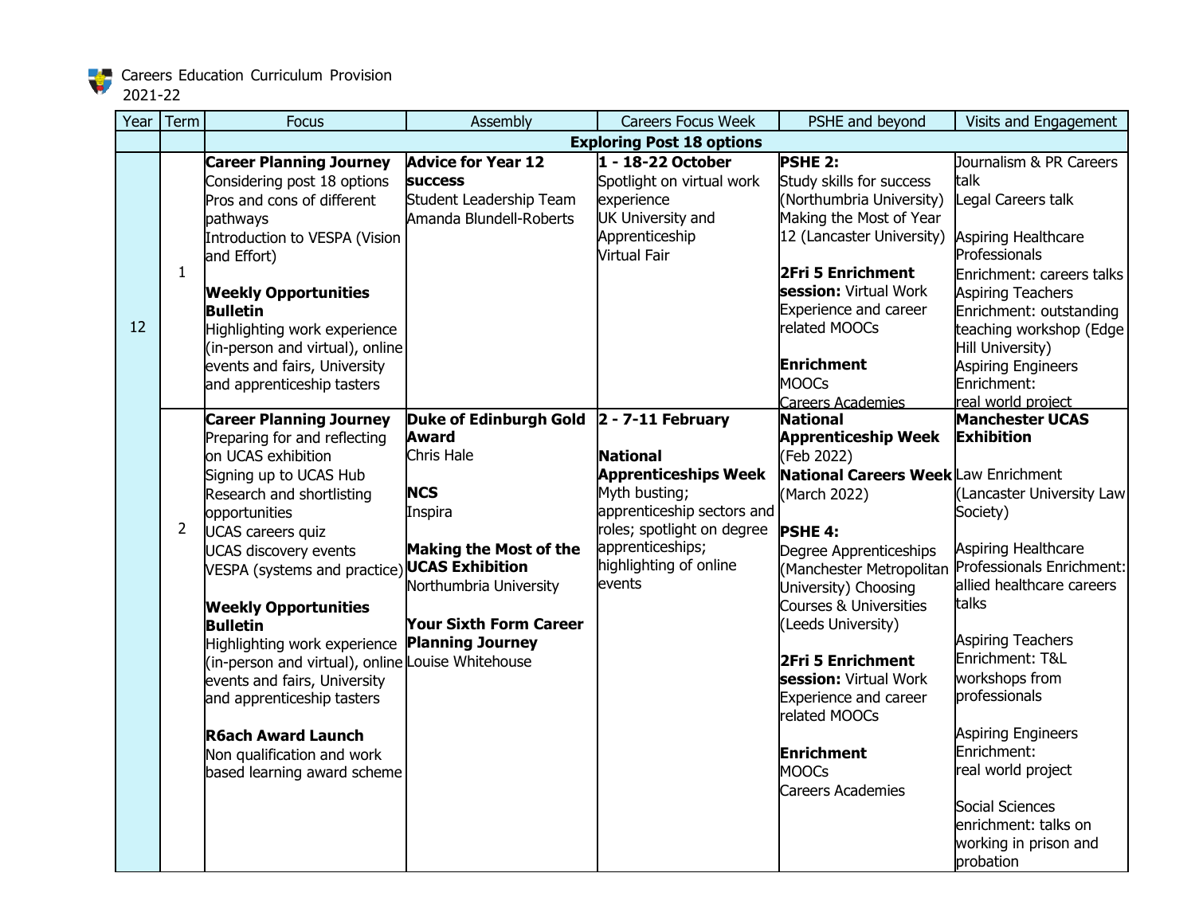Careers Education Curriculum Provision
2021-22

| Year | Term | Focus | Assembly | Careers Focus Week | PSHE and beyond | Visits and Engagement |
|---|---|---|---|---|---|---|
| | | **Exploring Post 18 options** | | | | |
| 12 | 1 | **Career Planning Journey**<br>Considering post 18 options<br>Pros and cons of different pathways<br>Introduction to VESPA (Vision and Effort)<br><br>**Weekly Opportunities Bulletin**<br>Highlighting work experience (in-person and virtual), online events and fairs, University and apprenticeship tasters | **Advice for Year 12 success**<br>Student Leadership Team<br>Amanda Blundell-Roberts | **1 - 18-22 October**<br>Spotlight on virtual work experience<br>UK University and Apprenticeship Virtual Fair | **PSHE 2:**<br>Study skills for success (Northumbria University)<br>Making the Most of Year 12 (Lancaster University)<br><br>**2Fri 5 Enrichment session:** Virtual Work Experience and career related MOOCs<br><br>**Enrichment**<br>MOOCs<br>Careers Academies | Journalism & PR Careers talk<br>Legal Careers talk<br><br>Aspiring Healthcare Professionals<br>Enrichment: careers talks<br>Aspiring Teachers<br>Enrichment: outstanding teaching workshop (Edge Hill University)<br>Aspiring Engineers<br>Enrichment:<br>real world project |
| | 2 | **Career Planning Journey**<br>Preparing for and reflecting on UCAS exhibition<br>Signing up to UCAS Hub<br>Research and shortlisting opportunities<br>UCAS careers quiz<br>UCAS discovery events<br>VESPA (systems and practice)<br><br>**Weekly Opportunities Bulletin**<br>Highlighting work experience (in-person and virtual), online events and fairs, University and apprenticeship tasters<br><br>**R6ach Award Launch**<br>Non qualification and work based learning award scheme | **Duke of Edinburgh Gold Award**<br>Chris Hale<br><br>**NCS**<br>Inspira<br><br>**Making the Most of the UCAS Exhibition**<br>Northumbria University<br><br>**Your Sixth Form Career Planning Journey**<br>Louise Whitehouse | **2 - 7-11 February**<br><br>**National Apprenticeships Week**<br>Myth busting; apprenticeship sectors and roles; spotlight on degree apprenticeships; highlighting of online events | **National Apprenticeship Week** (Feb 2022)<br>**National Careers Week** (March 2022)<br><br>**PSHE 4:**<br>Degree Apprenticeships (Manchester Metropolitan University) Choosing Courses & Universities (Leeds University)<br><br>**2Fri 5 Enrichment session:** Virtual Work Experience and career related MOOCs<br><br>**Enrichment**<br>MOOCs<br>Careers Academies | **Manchester UCAS Exhibition**<br>Law Enrichment (Lancaster University Law Society)<br><br>Aspiring Healthcare Professionals Enrichment: allied healthcare careers talks<br><br>Aspiring Teachers<br>Enrichment: T&L workshops from professionals<br><br>Aspiring Engineers<br>Enrichment:<br>real world project<br><br>Social Sciences enrichment: talks on working in prison and probation |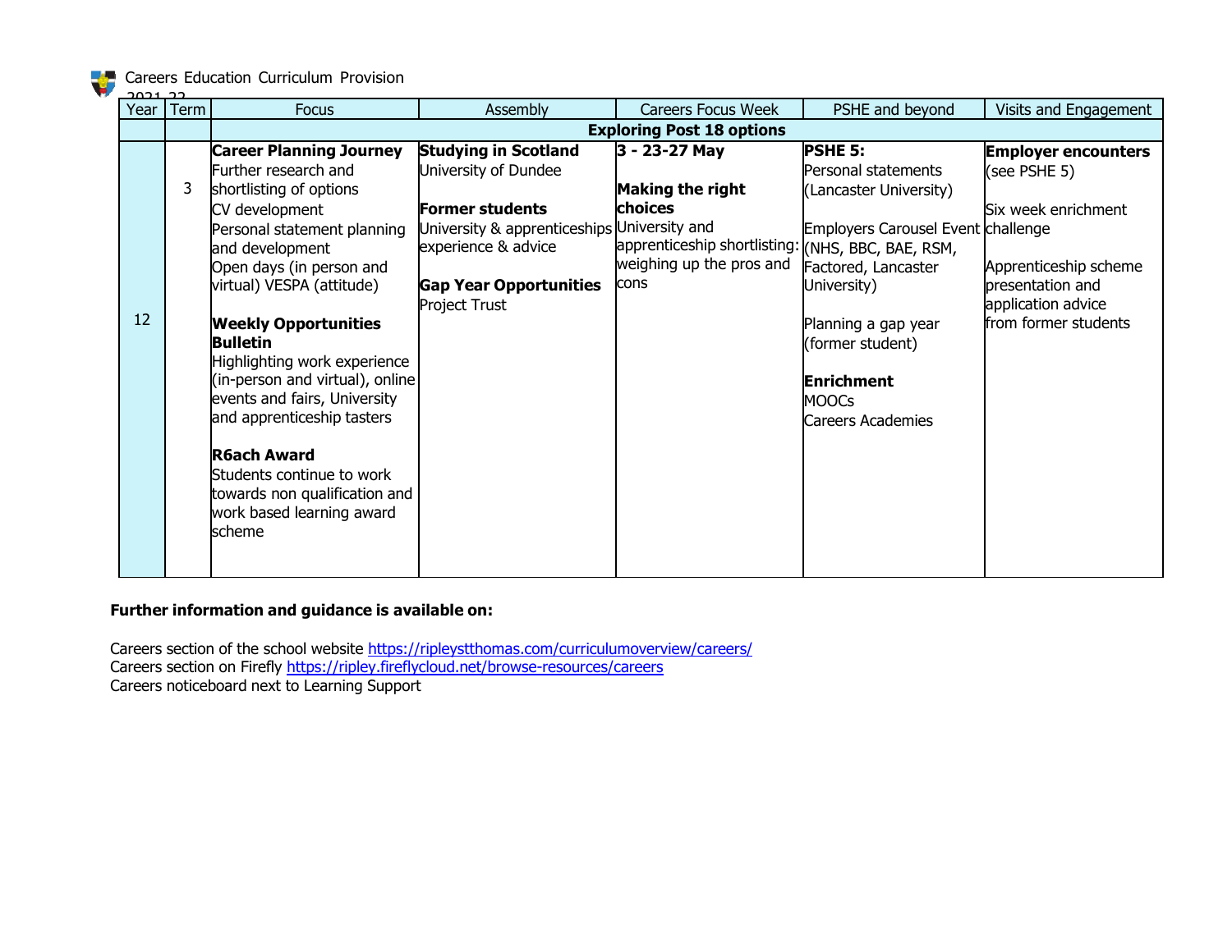Careers Education Curriculum Provision 2021-22

| Year | Term | Focus | Assembly | Careers Focus Week | PSHE and beyond | Visits and Engagement |
|---|---|---|---|---|---|---|
| | | **Exploring Post 18 options** | | | | |
| 12 | 3 | **Career Planning Journey**<br>Further research and shortlisting of options<br>CV development<br>Personal statement planning and development<br>Open days (in person and virtual) VESPA (attitude)<br><br>**Weekly Opportunities Bulletin**<br>Highlighting work experience (in-person and virtual), online events and fairs, University and apprenticeship tasters<br><br>**R6ach Award**<br>Students continue to work towards non qualification and work based learning award scheme | **Studying in Scotland**<br>University of Dundee<br><br>**Former students**<br>University & apprenticeships experience & advice<br><br>**Gap Year Opportunities**<br>Project Trust | **3 - 23-27 May**<br><br>**Making the right choices**<br>University and apprenticeship shortlisting: weighing up the pros and cons | **PSHE 5:**<br>Personal statements (Lancaster University)<br><br>Employers Carousel Event (NHS, BBC, BAE, RSM, Factored, Lancaster University)<br><br>Planning a gap year (former student)<br><br>**Enrichment**<br>MOOCs<br>Careers Academies | **Employer encounters**<br>(see PSHE 5)<br><br>Six week enrichment challenge<br><br>Apprenticeship scheme presentation and application advice from former students |

**Further information and guidance is available on:**

Careers section of the school website https://ripleystthomas.com/curriculumoverview/careers/
Careers section on Firefly https://ripley.fireflycloud.net/browse-resources/careers
Careers noticeboard next to Learning Support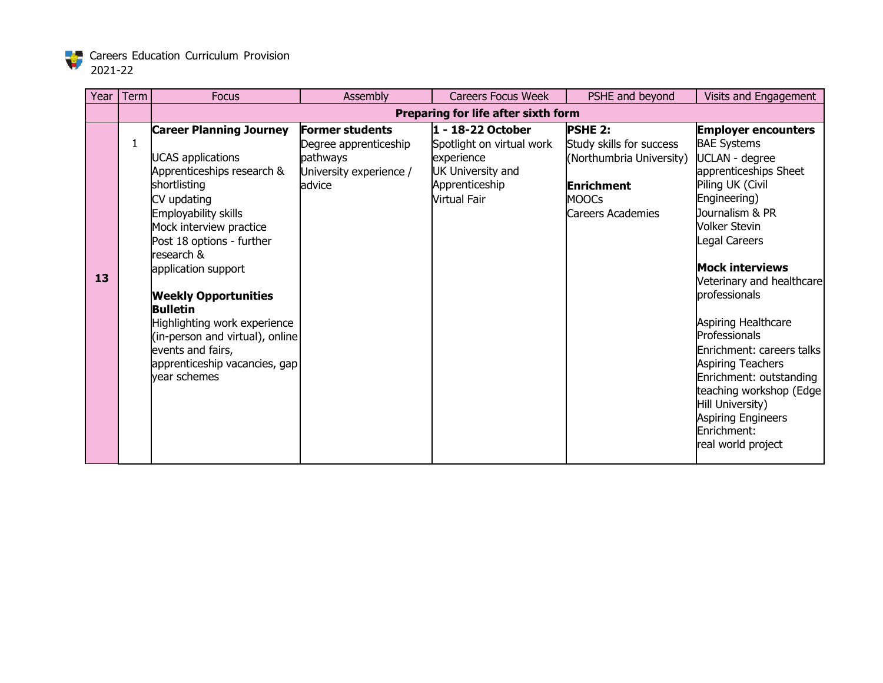Careers Education Curriculum Provision 2021-22

| Year | Term | Focus | Assembly | Careers Focus Week | PSHE and beyond | Visits and Engagement |
|---|---|---|---|---|---|---|
| | | **Preparing for life after sixth form** | | | | |
| **13** | 1 | **Career Planning Journey**<br><br>UCAS applications<br>Apprenticeships research & shortlisting<br>CV updating<br>Employability skills<br>Mock interview practice<br>Post 18 options - further research &<br>application support<br><br>**Weekly Opportunities Bulletin**<br>Highlighting work experience (in-person and virtual), online events and fairs, apprenticeship vacancies, gap year schemes | **Former students**<br>Degree apprenticeship pathways<br>University experience / advice | **1 - 18-22 October**<br>Spotlight on virtual work experience<br>UK University and Apprenticeship Virtual Fair | **PSHE 2:**<br>Study skills for success (Northumbria University)<br><br>**Enrichment**<br>MOOCs<br>Careers Academies | **Employer encounters**<br>BAE Systems<br>UCLAN - degree apprenticeships Sheet Piling UK (Civil Engineering)<br>Journalism & PR<br>Volker Stevin<br>Legal Careers<br><br>**Mock interviews**<br>Veterinary and healthcare professionals<br><br>Aspiring Healthcare Professionals<br>Enrichment: careers talks<br>Aspiring Teachers<br>Enrichment: outstanding teaching workshop (Edge Hill University)<br>Aspiring Engineers<br>Enrichment:<br>real world project |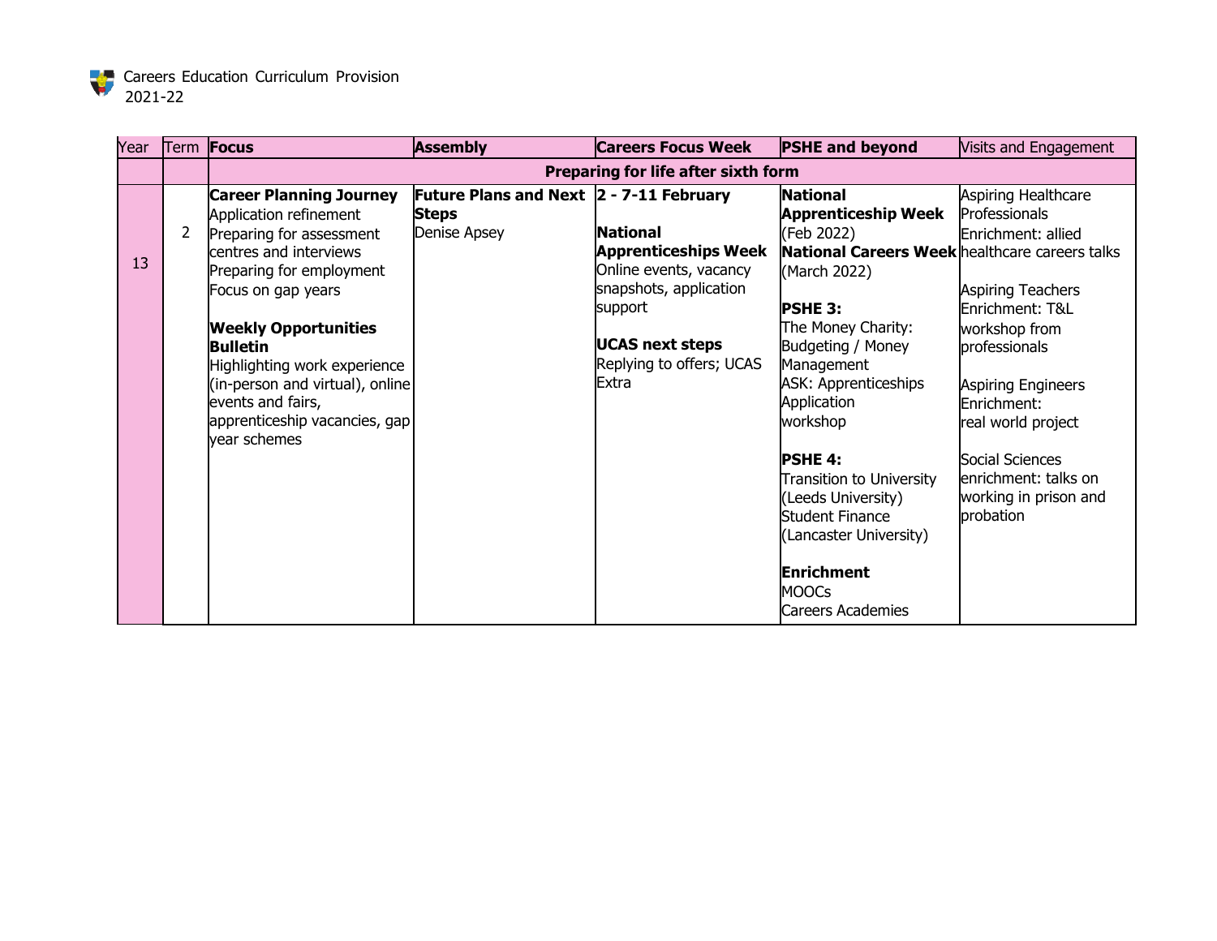Careers Education Curriculum Provision 2021-22

| Year | Term | Focus | Assembly | Careers Focus Week | PSHE and beyond | Visits and Engagement |
|---|---|---|---|---|---|---|
| | | **Preparing for life after sixth form** | | | | |
| 13 | 2 | **Career Planning Journey**<br>Application refinement<br>Preparing for assessment centres and interviews<br>Preparing for employment<br>Focus on gap years<br><br>**Weekly Opportunities Bulletin**<br>Highlighting work experience (in-person and virtual), online events and fairs, apprenticeship vacancies, gap year schemes | **Future Plans and Next Steps**<br>Denise Apsey | **2 - 7-11 February**<br><br>**National Apprenticeships Week**<br>Online events, vacancy snapshots, application support<br><br>**UCAS next steps**<br>Replying to offers; UCAS Extra | **National Apprenticeship Week** (Feb 2022)<br>**National Careers Week** (March 2022)<br><br>**PSHE 3:**<br>The Money Charity: Budgeting / Money Management<br>ASK: Apprenticeships Application workshop<br><br>**PSHE 4:**<br>Transition to University (Leeds University)<br>Student Finance (Lancaster University)<br><br>**Enrichment**<br>MOOCs<br>Careers Academies | Aspiring Healthcare Professionals Enrichment: allied healthcare careers talks<br><br>Aspiring Teachers Enrichment: T&L workshop from professionals<br><br>Aspiring Engineers Enrichment: real world project<br><br>Social Sciences enrichment: talks on working in prison and probation |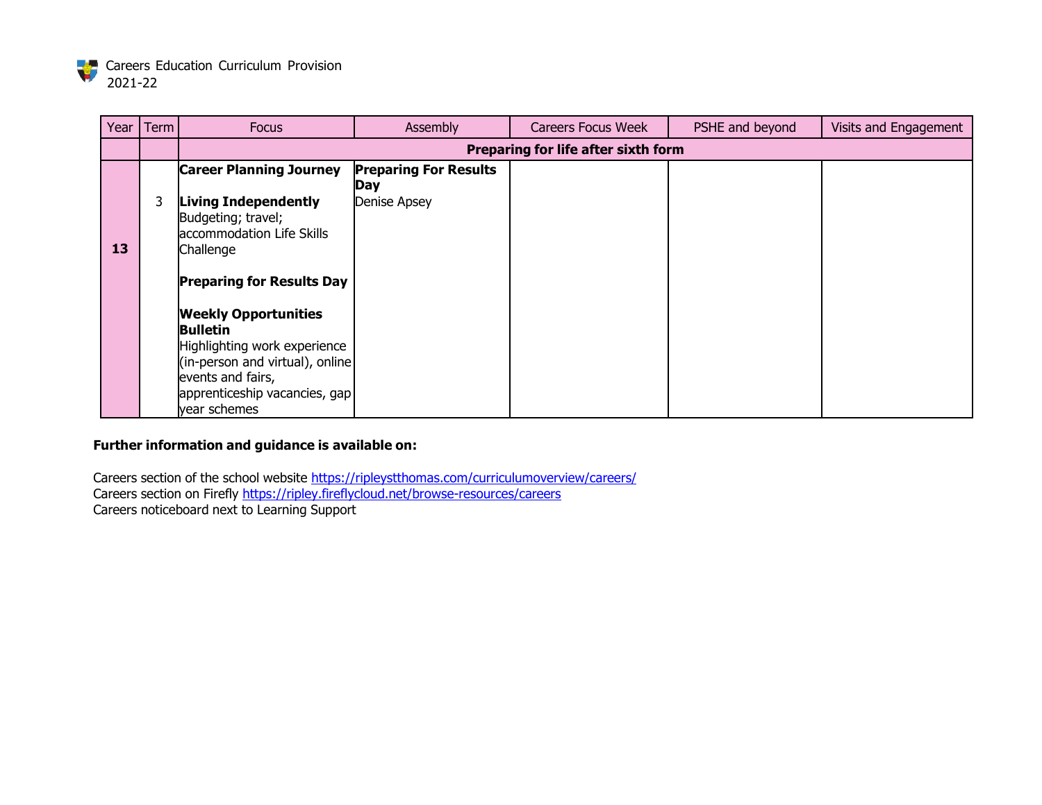Careers Education Curriculum Provision 2021-22

| Year | Term | Focus | Assembly | Careers Focus Week | PSHE and beyond | Visits and Engagement |
|---|---|---|---|---|---|---|
| | | **Preparing for life after sixth form** | | | | |
| **13** | 3 | **Career Planning Journey**<br><br>**Living Independently**<br>Budgeting; travel; accommodation Life Skills Challenge<br><br>**Preparing for Results Day**<br><br>**Weekly Opportunities Bulletin**<br>Highlighting work experience (in-person and virtual), online events and fairs, apprenticeship vacancies, gap year schemes | **Preparing For Results Day**<br>Denise Apsey | | | |

**Further information and guidance is available on:**

Careers section of the school website https://ripleystthomas.com/curriculumoverview/careers/
Careers section on Firefly https://ripley.fireflycloud.net/browse-resources/careers
Careers noticeboard next to Learning Support